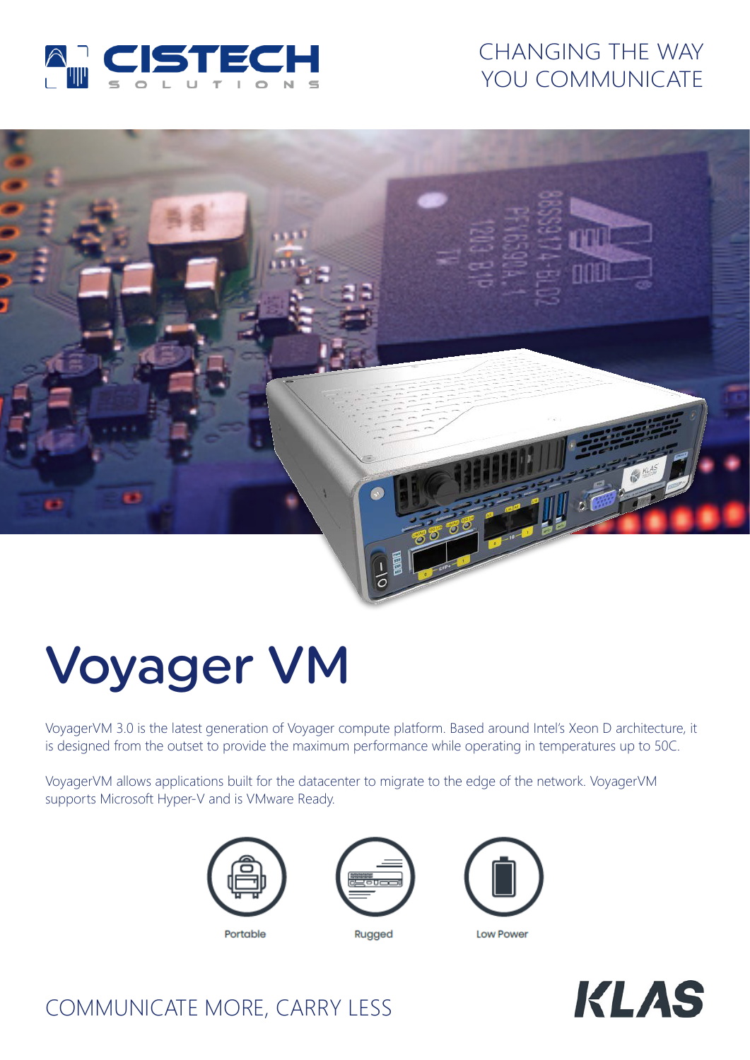CISTECH SOLUTIONS

CHANGING THE WAY YOU COMMUNICATE

# Voyager VM

VoyagerVM 3.0 is the latest generation of Voyager compute platform. Based around Intel's Xeon D architecture, it is designed from the outset to provide the maximum performance while operating in temperatures up to 50C.

VoyagerVM allows applications built for the datacenter to migrate to the edge of the network. VoyagerVM supports Microsoft Hyper-V and is VMware Ready.

Portable

Rugged

Low Power

COMMUNICATE MORE, CARRY LESS

KLAS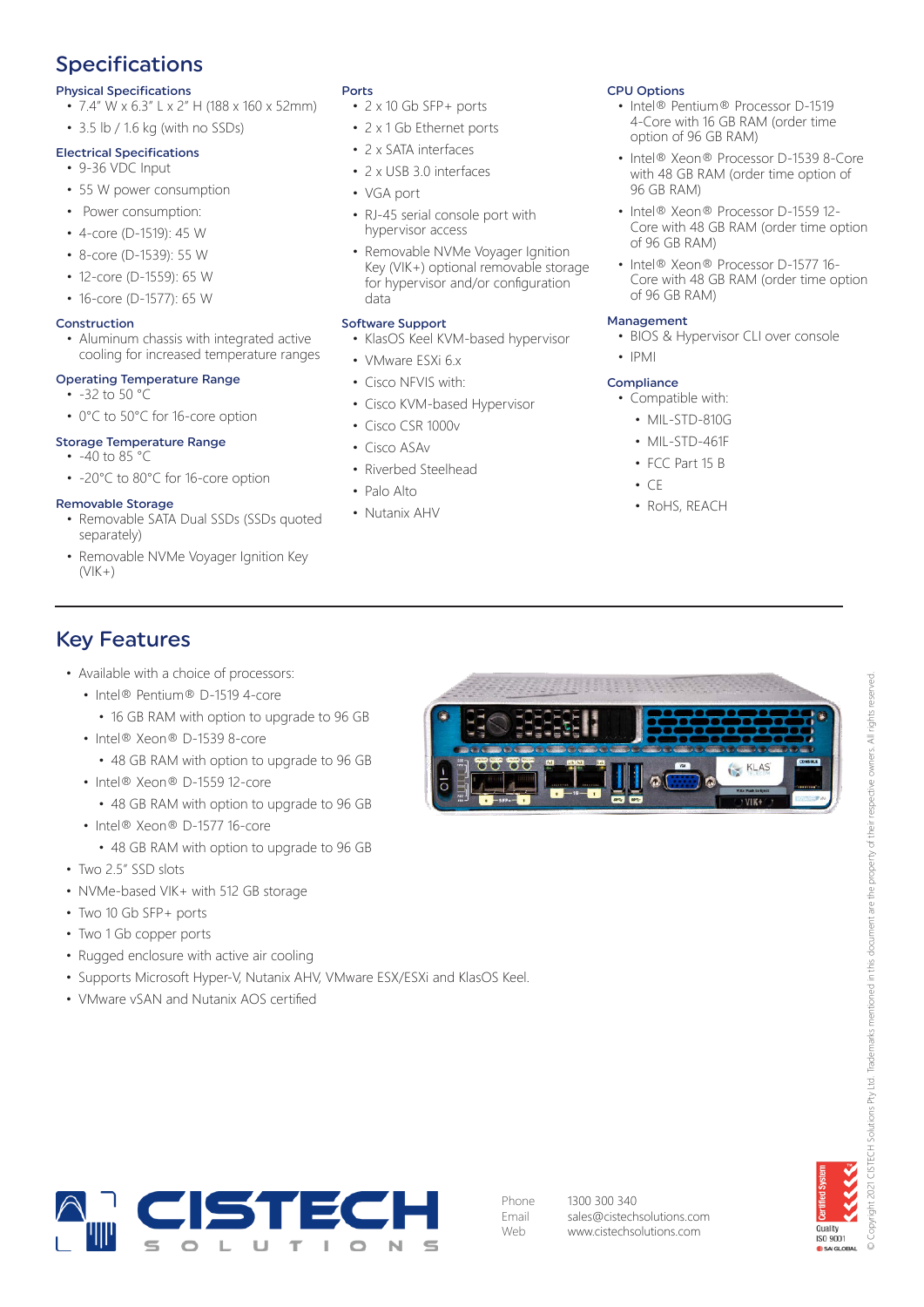# Specifications

### Physical Specifications

- 7.4" W x 6.3" L x 2" H (188 x 160 x 52mm)
- 3.5 lb / 1.6 kg (with no SSDs)

### Electrical Specifications

- 9-36 VDC Input
- 55 W power consumption
- Power consumption:
- 4-core (D-1519): 45 W
- 8-core (D-1539): 55 W
- 12-core (D-1559): 65 W
- 16-core (D-1577): 65 W

### Construction

- Aluminum chassis with integrated active cooling for increased temperature ranges

### Operating Temperature Range

- -32 to 50 °C
- 0°C to 50°C for 16-core option

### Storage Temperature Range

- -40 to 85 °C
- -20°C to 80°C for 16-core option

### Removable Storage

- Removable SATA Dual SSDs (SSDs quoted separately)
- Removable NVMe Voyager Ignition Key (VIK+)

### Ports

- 2 x 10 Gb SFP+ ports
- 2 x 1 Gb Ethernet ports
- 2 x SATA interfaces
- 2 x USB 3.0 interfaces
- VGA port
- RJ-45 serial console port with hypervisor access
- Removable NVMe Voyager Ignition Key (VIK+) optional removable storage for hypervisor and/or configuration data

### Software Support

- KlasOS Keel KVM-based hypervisor
- VMware ESXi 6.x
- Cisco NFVIS with:
- Cisco KVM-based Hypervisor
- Cisco CSR 1000v
- Cisco ASAv
- Riverbed Steelhead
- Palo Alto
- Nutanix AHV

### CPU Options

- Intel® Pentium® Processor D-1519 4-Core with 16 GB RAM (order time option of 96 GB RAM)
- Intel® Xeon® Processor D-1539 8-Core with 48 GB RAM (order time option of 96 GB RAM)
- Intel® Xeon® Processor D-1559 12-Core with 48 GB RAM (order time option of 96 GB RAM)
- Intel® Xeon® Processor D-1577 16-Core with 48 GB RAM (order time option of 96 GB RAM)

### Management

- BIOS & Hypervisor CLI over console
- IPMI

### Compliance

- Compatible with:
  - MIL-STD-810G
  - MIL-STD-461F
  - FCC Part 15 B
  - CE
  - RoHS, REACH

# Key Features

- Available with a choice of processors:
  - Intel® Pentium® D-1519 4-core
    - 16 GB RAM with option to upgrade to 96 GB
  - Intel® Xeon® D-1539 8-core
    - 48 GB RAM with option to upgrade to 96 GB
  - Intel® Xeon® D-1559 12-core
    - 48 GB RAM with option to upgrade to 96 GB
  - Intel® Xeon® D-1577 16-core
    - 48 GB RAM with option to upgrade to 96 GB
- Two 2.5" SSD slots
- NVMe-based VIK+ with 512 GB storage
- Two 10 Gb SFP+ ports
- Two 1 Gb copper ports
- Rugged enclosure with active air cooling
- Supports Microsoft Hyper-V, Nutanix AHV, VMware ESX/ESXi and KlasOS Keel.
- VMware vSAN and Nutanix AOS certified

CISTECH SOLUTIONS

Phone 1300 300 340
Email sales@cistechsolutions.com
Web www.cistechsolutions.com

Certified System Quality ISO 9001 SAI GLOBAL

© Copyright 2021 CISTECH Solutions Pty Ltd. Trademarks mentioned in this document are the property of their respective owners. All rights reserved.